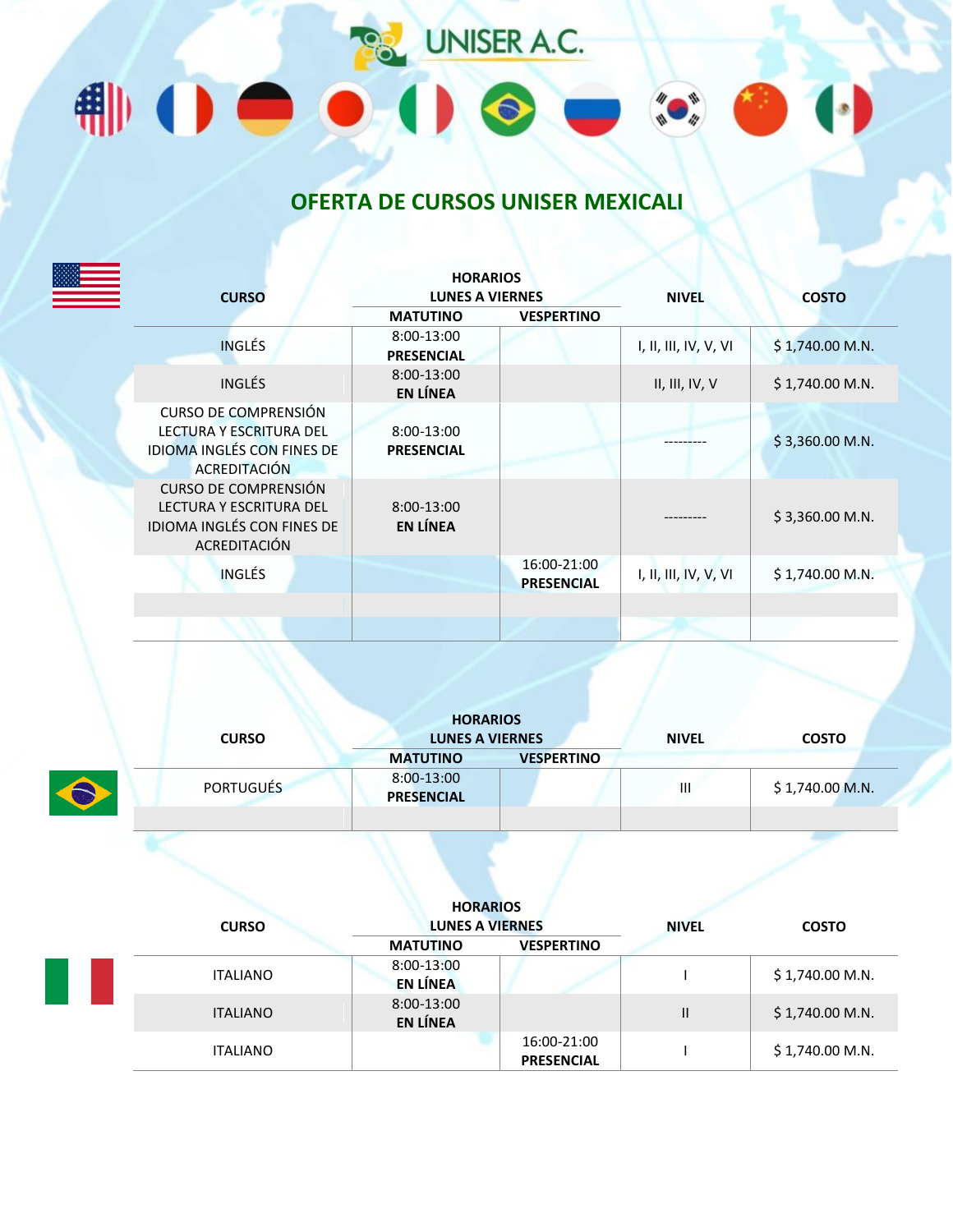# UNISER A.C.

## OFERTA DE CURSOS UNISER MEXICALI

| CURSO | HORARIOS LUNES A VIERNES | | NIVEL | COSTO |
|---|---|---|---|---|
| | MATUTINO | VESPERTINO | | |
| INGLÉS | 8:00-13:00 **PRESENCIAL** | | I, II, III, IV, V, VI | $ 1,740.00 M.N. |
| INGLÉS | 8:00-13:00 **EN LÍNEA** | | II, III, IV, V | $ 1,740.00 M.N. |
| CURSO DE COMPRENSIÓN LECTURA Y ESCRITURA DEL IDIOMA INGLÉS CON FINES DE ACREDITACIÓN | 8:00-13:00 **PRESENCIAL** | | --------- | $ 3,360.00 M.N. |
| CURSO DE COMPRENSIÓN LECTURA Y ESCRITURA DEL IDIOMA INGLÉS CON FINES DE ACREDITACIÓN | 8:00-13:00 **EN LÍNEA** | | --------- | $ 3,360.00 M.N. |
| INGLÉS | | 16:00-21:00 **PRESENCIAL** | I, II, III, IV, V, VI | $ 1,740.00 M.N. |

| CURSO | HORARIOS LUNES A VIERNES | | NIVEL | COSTO |
|---|---|---|---|---|
| | MATUTINO | VESPERTINO | | |
| PORTUGUÉS | 8:00-13:00 **PRESENCIAL** | | III | $ 1,740.00 M.N. |

| CURSO | HORARIOS LUNES A VIERNES | | NIVEL | COSTO |
|---|---|---|---|---|
| | MATUTINO | VESPERTINO | | |
| ITALIANO | 8:00-13:00 **EN LÍNEA** | | I | $ 1,740.00 M.N. |
| ITALIANO | 8:00-13:00 **EN LÍNEA** | | II | $ 1,740.00 M.N. |
| ITALIANO | | 16:00-21:00 **PRESENCIAL** | I | $ 1,740.00 M.N. |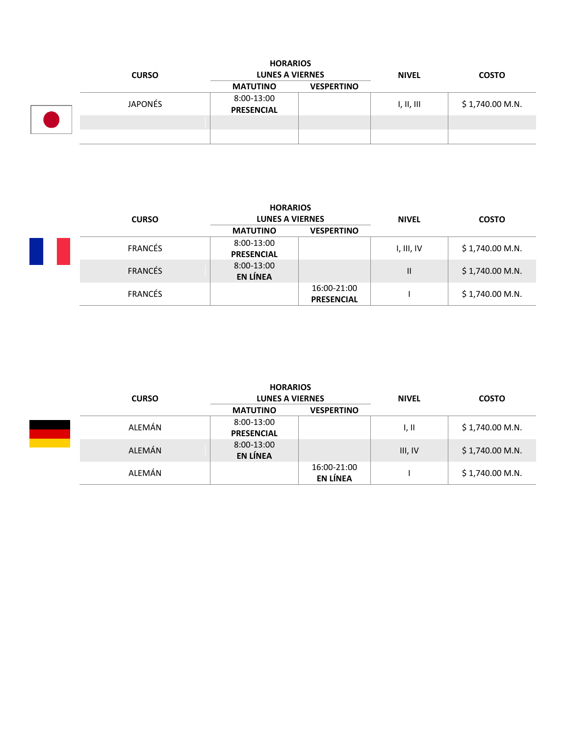| CURSO | HORARIOS LUNES A VIERNES | | NIVEL | COSTO |
|---|---|---|---|---|
| | MATUTINO | VESPERTINO | | |
| JAPONÉS | 8:00-13:00 **PRESENCIAL** | | I, II, III | $ 1,740.00 M.N. |
| | | | | |
| | | | | |

| CURSO | HORARIOS LUNES A VIERNES | | NIVEL | COSTO |
|---|---|---|---|---|
| | MATUTINO | VESPERTINO | | |
| FRANCÉS | 8:00-13:00 **PRESENCIAL** | | I, III, IV | $ 1,740.00 M.N. |
| FRANCÉS | 8:00-13:00 **EN LÍNEA** | | II | $ 1,740.00 M.N. |
| FRANCÉS | | 16:00-21:00 **PRESENCIAL** | I | $ 1,740.00 M.N. |

| CURSO | HORARIOS LUNES A VIERNES | | NIVEL | COSTO |
|---|---|---|---|---|
| | MATUTINO | VESPERTINO | | |
| ALEMÁN | 8:00-13:00 **PRESENCIAL** | | I, II | $ 1,740.00 M.N. |
| ALEMÁN | 8:00-13:00 **EN LÍNEA** | | III, IV | $ 1,740.00 M.N. |
| ALEMÁN | | 16:00-21:00 **EN LÍNEA** | I | $ 1,740.00 M.N. |